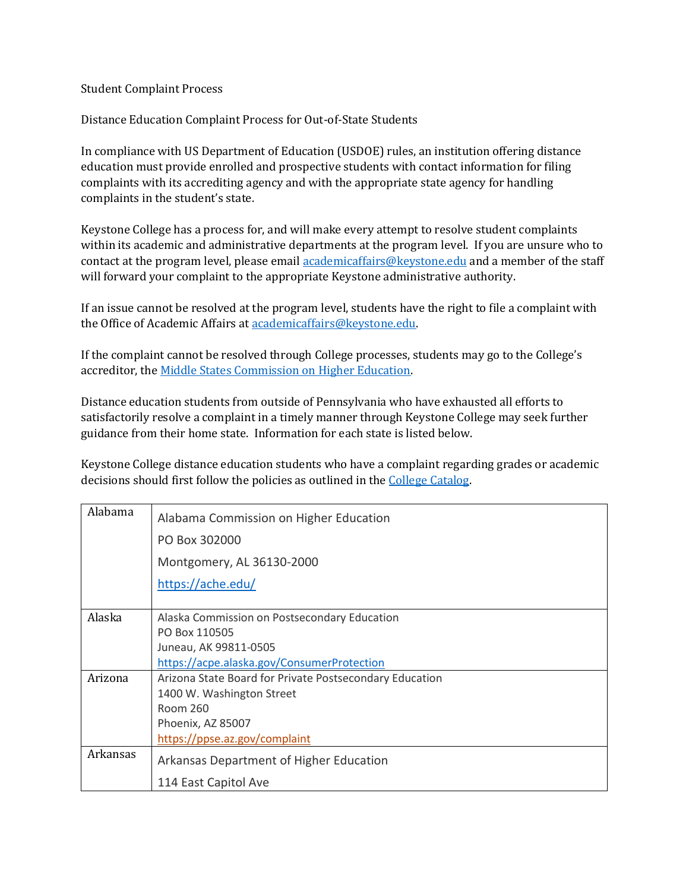# Student Complaint Process

## Distance Education Complaint Process for Out-of-State Students

In compliance with US Department of Education (USDOE) rules, an institution offering distance education must provide enrolled and prospective students with contact information for filing complaints with its accrediting agency and with the appropriate state agency for handling complaints in the student's state.

Keystone College has a process for, and will make every attempt to resolve student complaints within its academic and administrative departments at the program level. If you are unsure who to contact at the program level, please email academicaffairs@keystone.edu and a member of the staff will forward your complaint to the appropriate Keystone administrative authority.

If an issue cannot be resolved at the program level, students have the right to file a complaint with the Office of Academic Affairs at academicaffairs@keystone.edu.

If the complaint cannot be resolved through College processes, students may go to the College's accreditor, the Middle States Commission on Higher Education.

Distance education students from outside of Pennsylvania who have exhausted all efforts to satisfactorily resolve a complaint in a timely manner through Keystone College may seek further guidance from their home state. Information for each state is listed below.

Keystone College distance education students who have a complaint regarding grades or academic decisions should first follow the policies as outlined in the College Catalog.

| State | Contact |
|---|---|
| Alabama | Alabama Commission on Higher Education<br>PO Box 302000<br>Montgomery, AL 36130-2000<br>https://ache.edu/ |
| Alaska | Alaska Commission on Postsecondary Education<br>PO Box 110505<br>Juneau, AK 99811-0505<br>https://acpe.alaska.gov/ConsumerProtection |
| Arizona | Arizona State Board for Private Postsecondary Education<br>1400 W. Washington Street<br>Room 260<br>Phoenix, AZ 85007<br>https://ppse.az.gov/complaint |
| Arkansas | Arkansas Department of Higher Education<br>114 East Capitol Ave |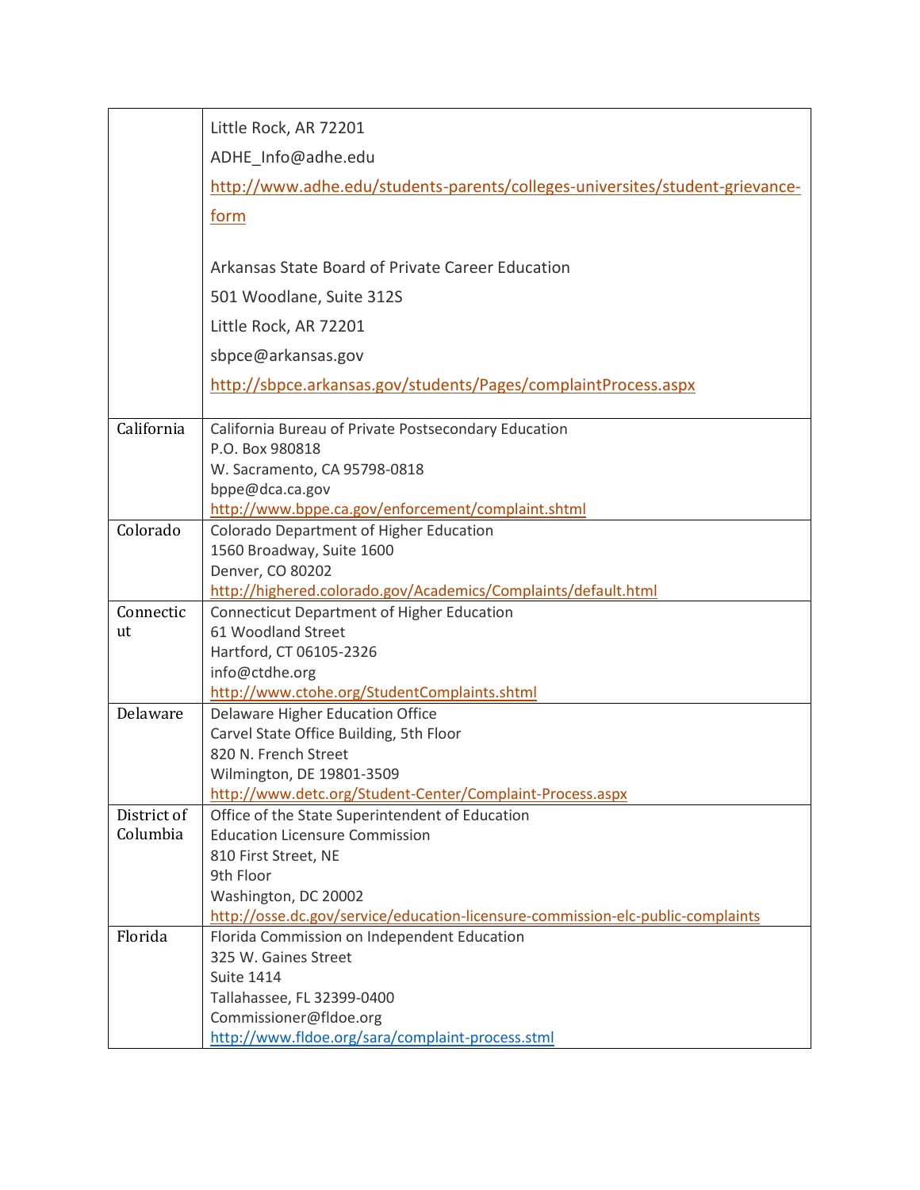| | |
|---|---|
| | Little Rock, AR 72201<br>ADHE_Info@adhe.edu<br>http://www.adhe.edu/students-parents/colleges-universites/student-grievance-form<br><br>Arkansas State Board of Private Career Education<br>501 Woodlane, Suite 312S<br>Little Rock, AR 72201<br>sbpce@arkansas.gov<br>http://sbpce.arkansas.gov/students/Pages/complaintProcess.aspx |
| California | California Bureau of Private Postsecondary Education<br>P.O. Box 980818<br>W. Sacramento, CA 95798-0818<br>bppe@dca.ca.gov<br>http://www.bppe.ca.gov/enforcement/complaint.shtml |
| Colorado | Colorado Department of Higher Education<br>1560 Broadway, Suite 1600<br>Denver, CO 80202<br>http://highered.colorado.gov/Academics/Complaints/default.html |
| Connecticut | Connecticut Department of Higher Education<br>61 Woodland Street<br>Hartford, CT 06105-2326<br>info@ctdhe.org<br>http://www.ctohe.org/StudentComplaints.shtml |
| Delaware | Delaware Higher Education Office<br>Carvel State Office Building, 5th Floor<br>820 N. French Street<br>Wilmington, DE 19801-3509<br>http://www.detc.org/Student-Center/Complaint-Process.aspx |
| District of Columbia | Office of the State Superintendent of Education<br>Education Licensure Commission<br>810 First Street, NE<br>9th Floor<br>Washington, DC 20002<br>http://osse.dc.gov/service/education-licensure-commission-elc-public-complaints |
| Florida | Florida Commission on Independent Education<br>325 W. Gaines Street<br>Suite 1414<br>Tallahassee, FL 32399-0400<br>Commissioner@fldoe.org<br>http://www.fldoe.org/sara/complaint-process.stml |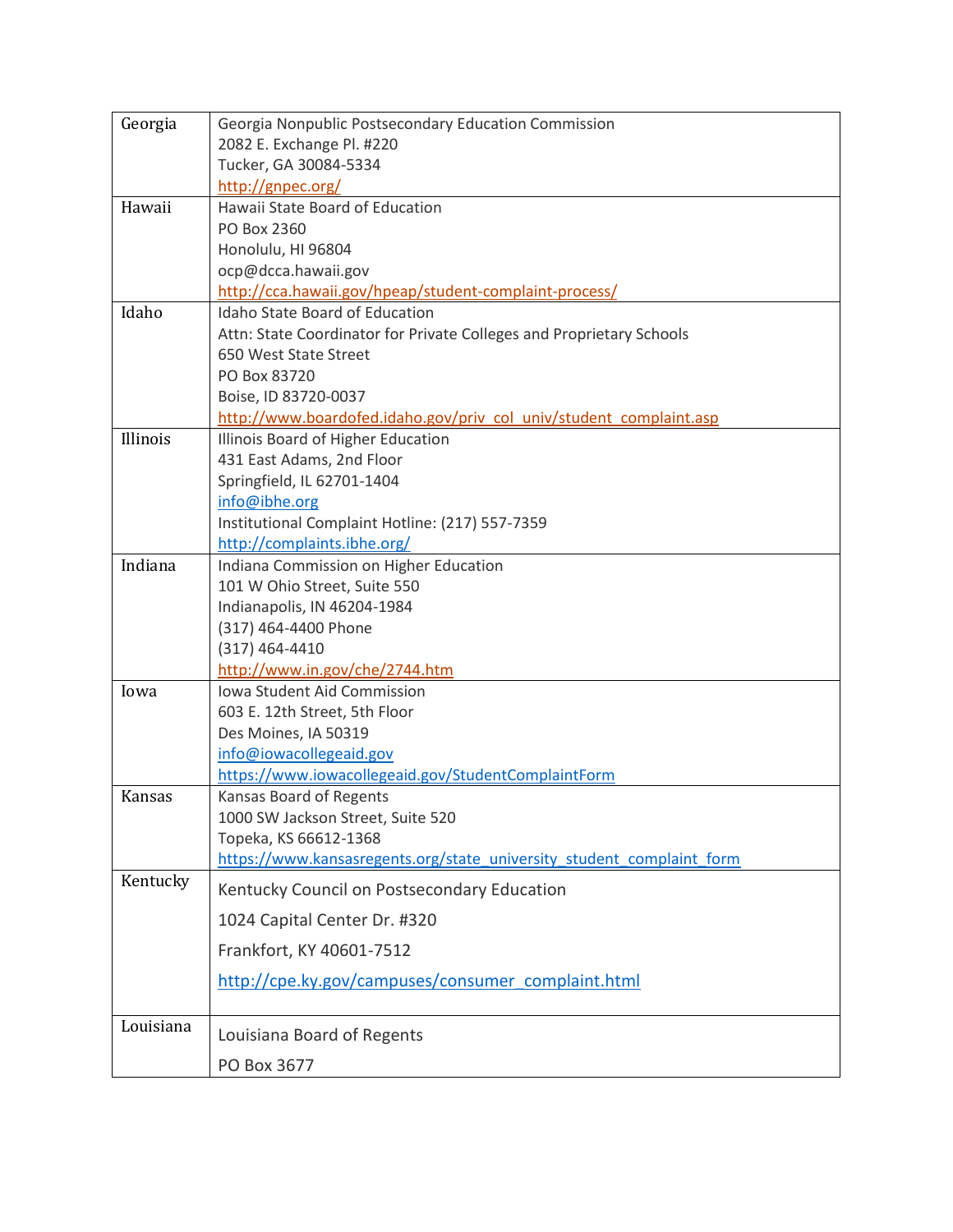| Georgia | Georgia Nonpublic Postsecondary Education Commission<br>2082 E. Exchange Pl. #220<br>Tucker, GA 30084-5334<br>http://gnpec.org/ |
|---|---|
| Hawaii | Hawaii State Board of Education<br>PO Box 2360<br>Honolulu, HI 96804<br>ocp@dcca.hawaii.gov<br>http://cca.hawaii.gov/hpeap/student-complaint-process/ |
| Idaho | Idaho State Board of Education<br>Attn: State Coordinator for Private Colleges and Proprietary Schools<br>650 West State Street<br>PO Box 83720<br>Boise, ID 83720-0037<br>http://www.boardofed.idaho.gov/priv_col_univ/student_complaint.asp |
| Illinois | Illinois Board of Higher Education<br>431 East Adams, 2nd Floor<br>Springfield, IL 62701-1404<br>info@ibhe.org<br>Institutional Complaint Hotline: (217) 557-7359<br>http://complaints.ibhe.org/ |
| Indiana | Indiana Commission on Higher Education<br>101 W Ohio Street, Suite 550<br>Indianapolis, IN 46204-1984<br>(317) 464-4400 Phone<br>(317) 464-4410<br>http://www.in.gov/che/2744.htm |
| Iowa | Iowa Student Aid Commission<br>603 E. 12th Street, 5th Floor<br>Des Moines, IA 50319<br>info@iowacollegeaid.gov<br>https://www.iowacollegeaid.gov/StudentComplaintForm |
| Kansas | Kansas Board of Regents<br>1000 SW Jackson Street, Suite 520<br>Topeka, KS 66612-1368<br>https://www.kansasregents.org/state_university_student_complaint_form |
| Kentucky | Kentucky Council on Postsecondary Education<br>1024 Capital Center Dr. #320<br>Frankfort, KY 40601-7512<br>http://cpe.ky.gov/campuses/consumer_complaint.html |
| Louisiana | Louisiana Board of Regents<br>PO Box 3677 |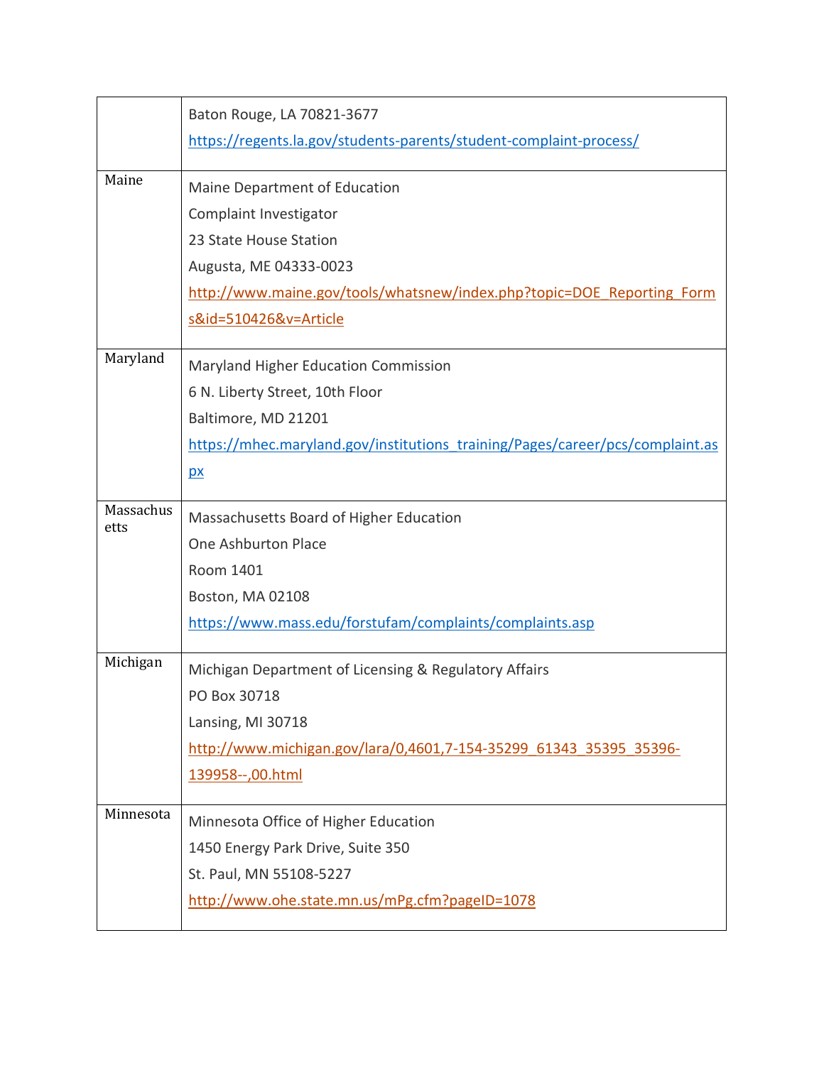| | |
|---|---|
| | Baton Rouge, LA 70821-3677<br>https://regents.la.gov/students-parents/student-complaint-process/ |
| Maine | Maine Department of Education<br>Complaint Investigator<br>23 State House Station<br>Augusta, ME 04333-0023<br>http://www.maine.gov/tools/whatsnew/index.php?topic=DOE_Reporting_Forms&id=510426&v=Article |
| Maryland | Maryland Higher Education Commission<br>6 N. Liberty Street, 10th Floor<br>Baltimore, MD 21201<br>https://mhec.maryland.gov/institutions_training/Pages/career/pcs/complaint.aspx |
| Massachusetts | Massachusetts Board of Higher Education<br>One Ashburton Place<br>Room 1401<br>Boston, MA 02108<br>https://www.mass.edu/forstufam/complaints/complaints.asp |
| Michigan | Michigan Department of Licensing & Regulatory Affairs<br>PO Box 30718<br>Lansing, MI 30718<br>http://www.michigan.gov/lara/0,4601,7-154-35299_61343_35395_35396-139958--,00.html |
| Minnesota | Minnesota Office of Higher Education<br>1450 Energy Park Drive, Suite 350<br>St. Paul, MN 55108-5227<br>http://www.ohe.state.mn.us/mPg.cfm?pageID=1078 |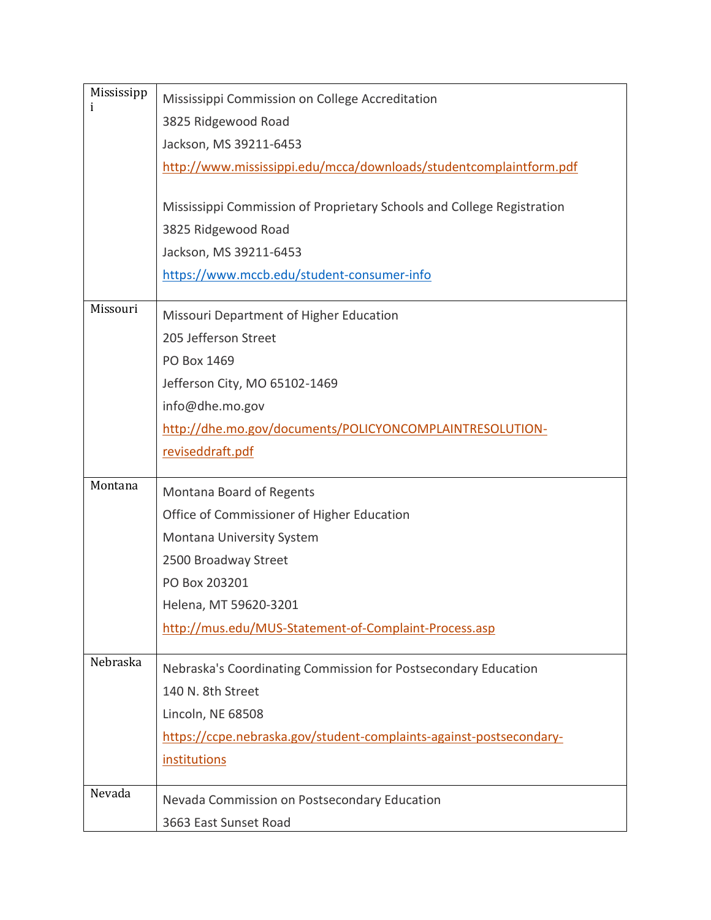| Mississippi | Mississippi Commission on College Accreditation<br>3825 Ridgewood Road<br>Jackson, MS 39211-6453<br>http://www.mississippi.edu/mcca/downloads/studentcomplaintform.pdf<br><br>Mississippi Commission of Proprietary Schools and College Registration<br>3825 Ridgewood Road<br>Jackson, MS 39211-6453<br>https://www.mccb.edu/student-consumer-info |
|---|---|
| Missouri | Missouri Department of Higher Education<br>205 Jefferson Street<br>PO Box 1469<br>Jefferson City, MO 65102-1469<br>info@dhe.mo.gov<br>http://dhe.mo.gov/documents/POLICYONCOMPLAINTRESOLUTION-reviseddraft.pdf |
| Montana | Montana Board of Regents<br>Office of Commissioner of Higher Education<br>Montana University System<br>2500 Broadway Street<br>PO Box 203201<br>Helena, MT 59620-3201<br>http://mus.edu/MUS-Statement-of-Complaint-Process.asp |
| Nebraska | Nebraska's Coordinating Commission for Postsecondary Education<br>140 N. 8th Street<br>Lincoln, NE 68508<br>https://ccpe.nebraska.gov/student-complaints-against-postsecondary-institutions |
| Nevada | Nevada Commission on Postsecondary Education<br>3663 East Sunset Road |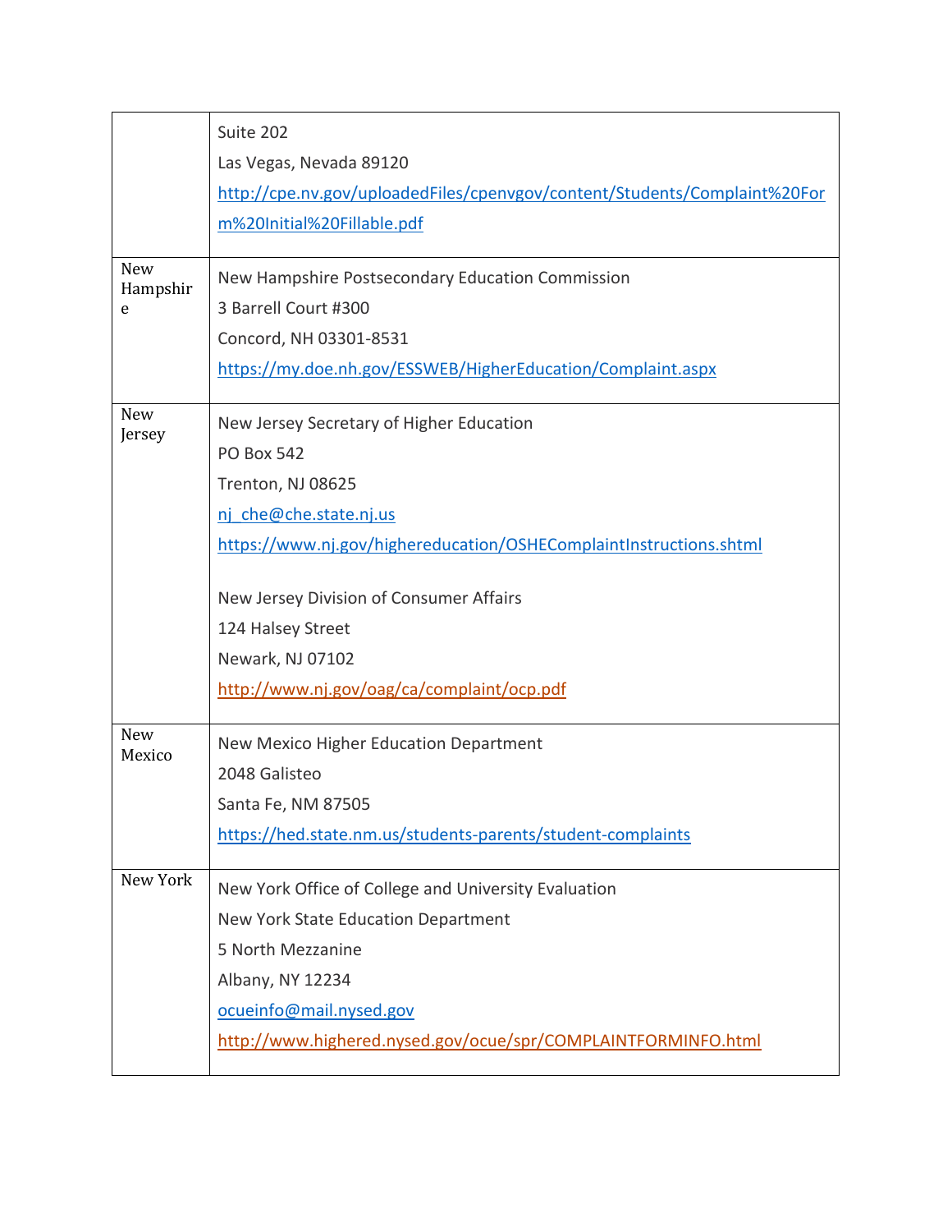| | |
|---|---|
| | Suite 202<br>Las Vegas, Nevada 89120<br>http://cpe.nv.gov/uploadedFiles/cpenvgov/content/Students/Complaint%20Form%20Initial%20Fillable.pdf |
| New Hampshire | New Hampshire Postsecondary Education Commission<br>3 Barrell Court #300<br>Concord, NH 03301-8531<br>https://my.doe.nh.gov/ESSWEB/HigherEducation/Complaint.aspx |
| New Jersey | New Jersey Secretary of Higher Education<br>PO Box 542<br>Trenton, NJ 08625<br>nj_che@che.state.nj.us<br>https://www.nj.gov/highereducation/OSHEComplaintInstructions.shtml<br><br>New Jersey Division of Consumer Affairs<br>124 Halsey Street<br>Newark, NJ 07102<br>http://www.nj.gov/oag/ca/complaint/ocp.pdf |
| New Mexico | New Mexico Higher Education Department<br>2048 Galisteo<br>Santa Fe, NM 87505<br>https://hed.state.nm.us/students-parents/student-complaints |
| New York | New York Office of College and University Evaluation<br>New York State Education Department<br>5 North Mezzanine<br>Albany, NY 12234<br>ocueinfo@mail.nysed.gov<br>http://www.highered.nysed.gov/ocue/spr/COMPLAINTFORMINFO.html |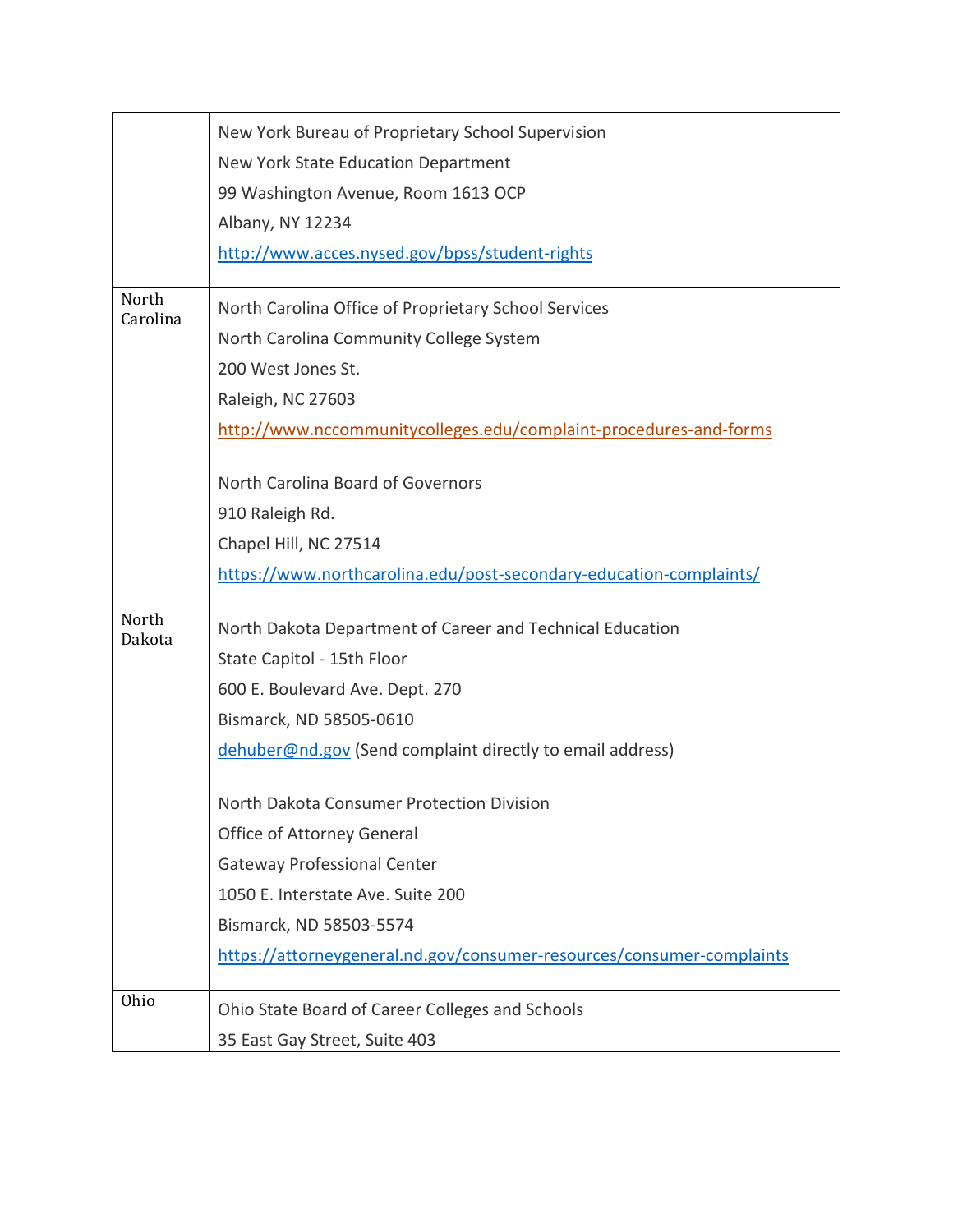|  |  |
|---|---|
|  | New York Bureau of Proprietary School Supervision<br>New York State Education Department<br>99 Washington Avenue, Room 1613 OCP<br>Albany, NY 12234<br>http://www.acces.nysed.gov/bpss/student-rights |
| North Carolina | North Carolina Office of Proprietary School Services<br>North Carolina Community College System<br>200 West Jones St.<br>Raleigh, NC 27603<br>http://www.nccommunitycolleges.edu/complaint-procedures-and-forms<br><br>North Carolina Board of Governors<br>910 Raleigh Rd.<br>Chapel Hill, NC 27514<br>https://www.northcarolina.edu/post-secondary-education-complaints/ |
| North Dakota | North Dakota Department of Career and Technical Education<br>State Capitol - 15th Floor<br>600 E. Boulevard Ave. Dept. 270<br>Bismarck, ND 58505-0610<br>dehuber@nd.gov (Send complaint directly to email address)<br><br>North Dakota Consumer Protection Division<br>Office of Attorney General<br>Gateway Professional Center<br>1050 E. Interstate Ave. Suite 200<br>Bismarck, ND 58503-5574<br>https://attorneygeneral.nd.gov/consumer-resources/consumer-complaints |
| Ohio | Ohio State Board of Career Colleges and Schools<br>35 East Gay Street, Suite 403 |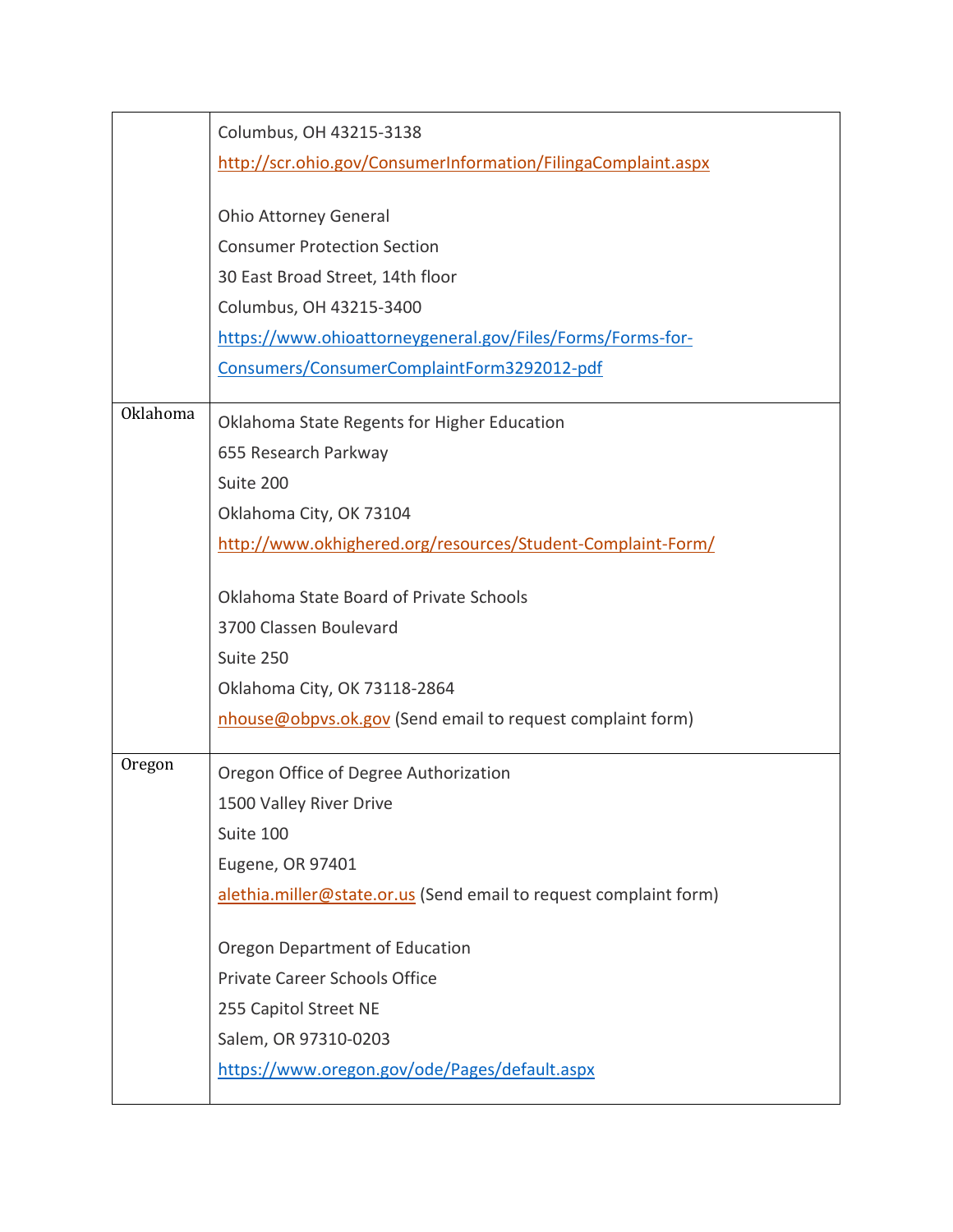| | |
|---|---|
| | Columns, OH 43215-3138<br>http://scr.ohio.gov/ConsumerInformation/FilingaComplaint.aspx<br><br>Ohio Attorney General<br>Consumer Protection Section<br>30 East Broad Street, 14th floor<br>Columbus, OH 43215-3400<br>https://www.ohioattorneygeneral.gov/Files/Forms/Forms-for-Consumers/ConsumerComplaintForm3292012-pdf |
| Oklahoma | Oklahoma State Regents for Higher Education<br>655 Research Parkway<br>Suite 200<br>Oklahoma City, OK 73104<br>http://www.okhighered.org/resources/Student-Complaint-Form/<br><br>Oklahoma State Board of Private Schools<br>3700 Classen Boulevard<br>Suite 250<br>Oklahoma City, OK 73118-2864<br>nhouse@obpvs.ok.gov (Send email to request complaint form) |
| Oregon | Oregon Office of Degree Authorization<br>1500 Valley River Drive<br>Suite 100<br>Eugene, OR 97401<br>alethia.miller@state.or.us (Send email to request complaint form)<br><br>Oregon Department of Education<br>Private Career Schools Office<br>255 Capitol Street NE<br>Salem, OR 97310-0203<br>https://www.oregon.gov/ode/Pages/default.aspx |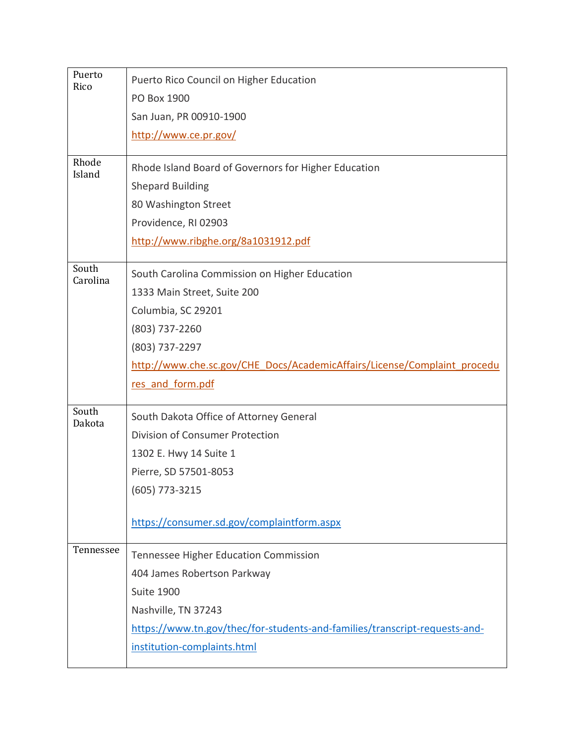| | |
|---|---|
| Puerto Rico | Puerto Rico Council on Higher Education<br>PO Box 1900<br>San Juan, PR 00910-1900<br>http://www.ce.pr.gov/ |
| Rhode Island | Rhode Island Board of Governors for Higher Education<br>Shepard Building<br>80 Washington Street<br>Providence, RI 02903<br>http://www.ribghe.org/8a1031912.pdf |
| South Carolina | South Carolina Commission on Higher Education<br>1333 Main Street, Suite 200<br>Columbia, SC 29201<br>(803) 737-2260<br>(803) 737-2297<br>http://www.che.sc.gov/CHE_Docs/AcademicAffairs/License/Complaint_procedures_and_form.pdf |
| South Dakota | South Dakota Office of Attorney General<br>Division of Consumer Protection<br>1302 E. Hwy 14 Suite 1<br>Pierre, SD 57501-8053<br>(605) 773-3215<br><br>https://consumer.sd.gov/complaintform.aspx |
| Tennessee | Tennessee Higher Education Commission<br>404 James Robertson Parkway<br>Suite 1900<br>Nashville, TN 37243<br>https://www.tn.gov/thec/for-students-and-families/transcript-requests-and-institution-complaints.html |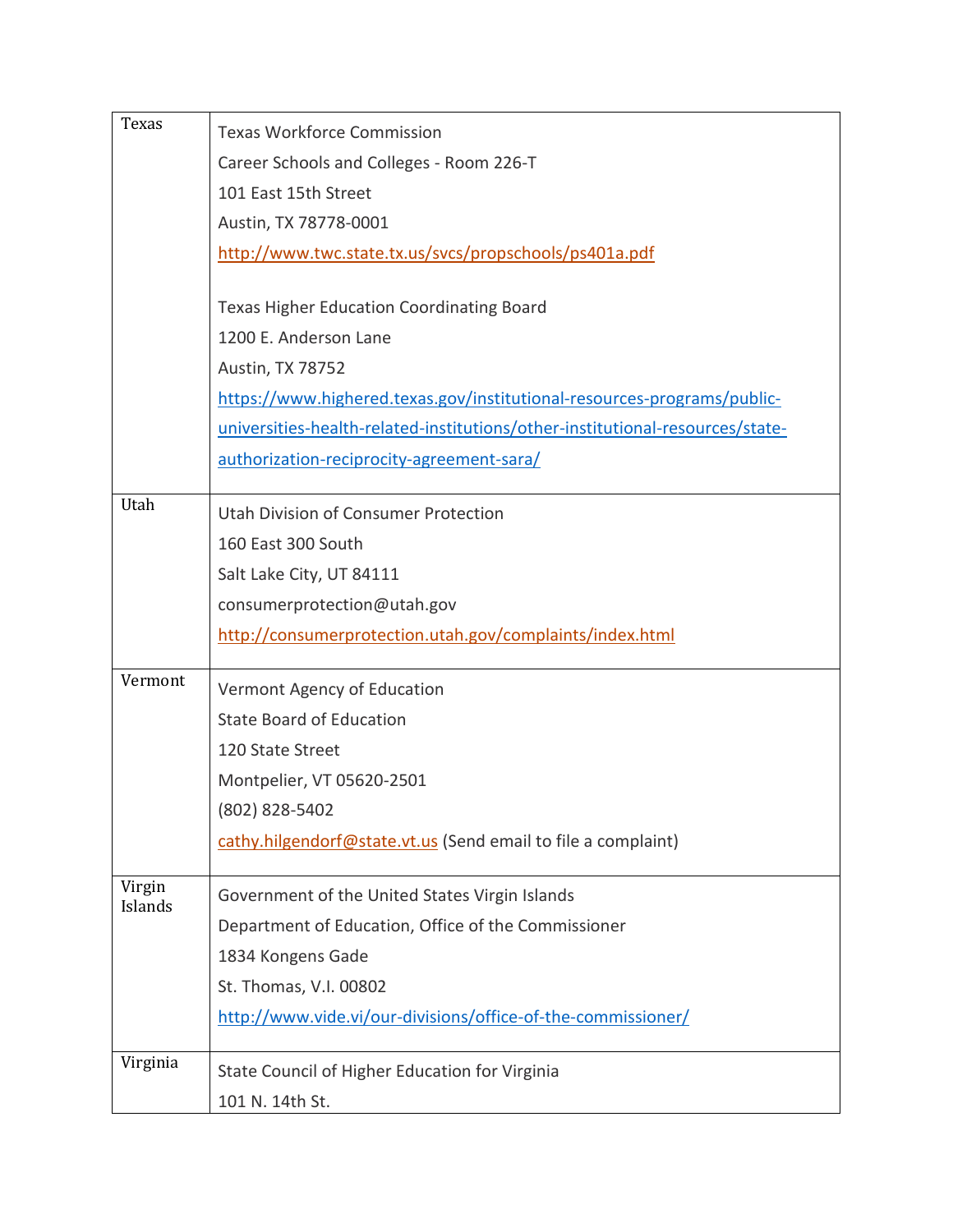| | |
|---|---|
| Texas | Texas Workforce Commission<br>Career Schools and Colleges - Room 226-T<br>101 East 15th Street<br>Austin, TX 78778-0001<br>http://www.twc.state.tx.us/svcs/propschools/ps401a.pdf<br><br>Texas Higher Education Coordinating Board<br>1200 E. Anderson Lane<br>Austin, TX 78752<br>https://www.highered.texas.gov/institutional-resources-programs/public-universities-health-related-institutions/other-institutional-resources/state-authorization-reciprocity-agreement-sara/ |
| Utah | Utah Division of Consumer Protection<br>160 East 300 South<br>Salt Lake City, UT 84111<br>consumerprotection@utah.gov<br>http://consumerprotection.utah.gov/complaints/index.html |
| Vermont | Vermont Agency of Education<br>State Board of Education<br>120 State Street<br>Montpelier, VT 05620-2501<br>(802) 828-5402<br>cathy.hilgendorf@state.vt.us (Send email to file a complaint) |
| Virgin Islands | Government of the United States Virgin Islands<br>Department of Education, Office of the Commissioner<br>1834 Kongens Gade<br>St. Thomas, V.I. 00802<br>http://www.vide.vi/our-divisions/office-of-the-commissioner/ |
| Virginia | State Council of Higher Education for Virginia<br>101 N. 14th St. |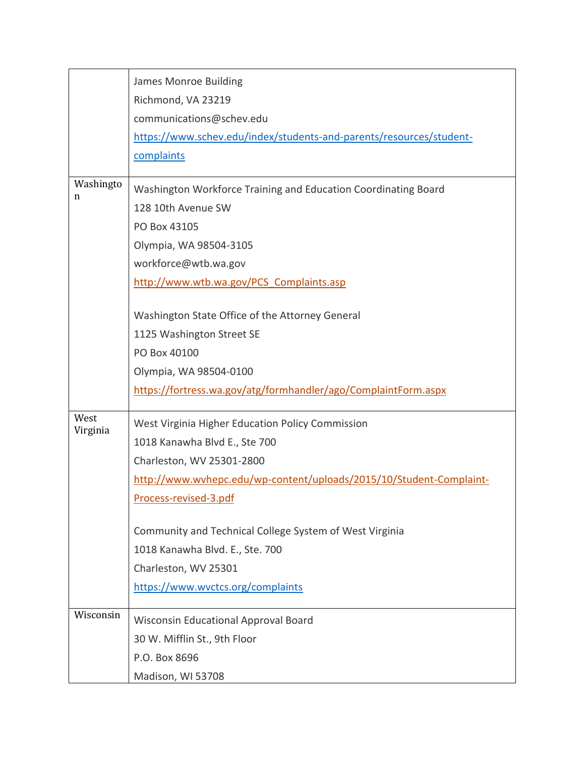| | |
|---|---|
| | James Monroe Building<br>Richmond, VA 23219<br>communications@schev.edu<br>https://www.schev.edu/index/students-and-parents/resources/student-complaints |
| Washington | Washington Workforce Training and Education Coordinating Board<br>128 10th Avenue SW<br>PO Box 43105<br>Olympia, WA 98504-3105<br>workforce@wtb.wa.gov<br>http://www.wtb.wa.gov/PCS_Complaints.asp<br><br>Washington State Office of the Attorney General<br>1125 Washington Street SE<br>PO Box 40100<br>Olympia, WA 98504-0100<br>https://fortress.wa.gov/atg/formhandler/ago/ComplaintForm.aspx |
| West Virginia | West Virginia Higher Education Policy Commission<br>1018 Kanawha Blvd E., Ste 700<br>Charleston, WV 25301-2800<br>http://www.wvhepc.edu/wp-content/uploads/2015/10/Student-Complaint-Process-revised-3.pdf<br><br>Community and Technical College System of West Virginia<br>1018 Kanawha Blvd. E., Ste. 700<br>Charleston, WV 25301<br>https://www.wvctcs.org/complaints |
| Wisconsin | Wisconsin Educational Approval Board<br>30 W. Mifflin St., 9th Floor<br>P.O. Box 8696<br>Madison, WI 53708 |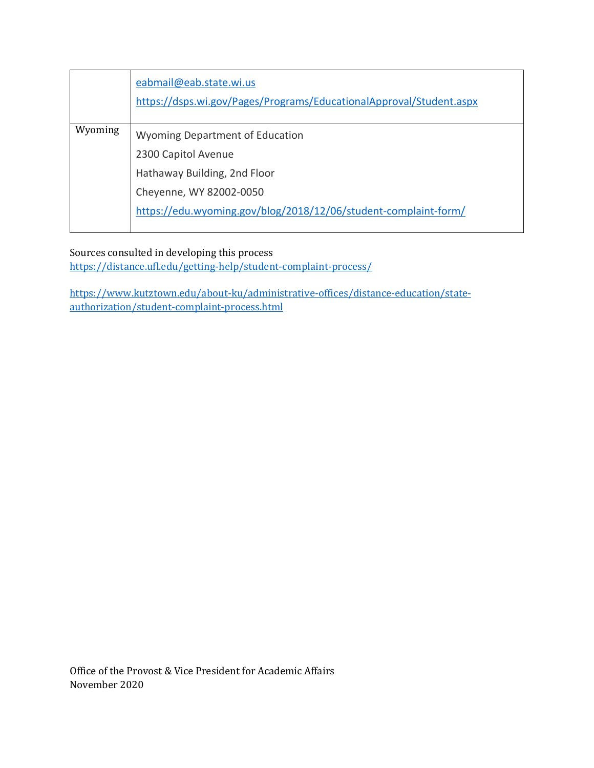| | |
|---|---|
| | eabmail@eab.state.wi.us<br>https://dsps.wi.gov/Pages/Programs/EducationalApproval/Student.aspx |
| Wyoming | Wyoming Department of Education<br>2300 Capitol Avenue<br>Hathaway Building, 2nd Floor<br>Cheyenne, WY 82002-0050<br>https://edu.wyoming.gov/blog/2018/12/06/student-complaint-form/ |

Sources consulted in developing this process
https://distance.ufl.edu/getting-help/student-complaint-process/

https://www.kutztown.edu/about-ku/administrative-offices/distance-education/state-authorization/student-complaint-process.html

Office of the Provost & Vice President for Academic Affairs
November 2020